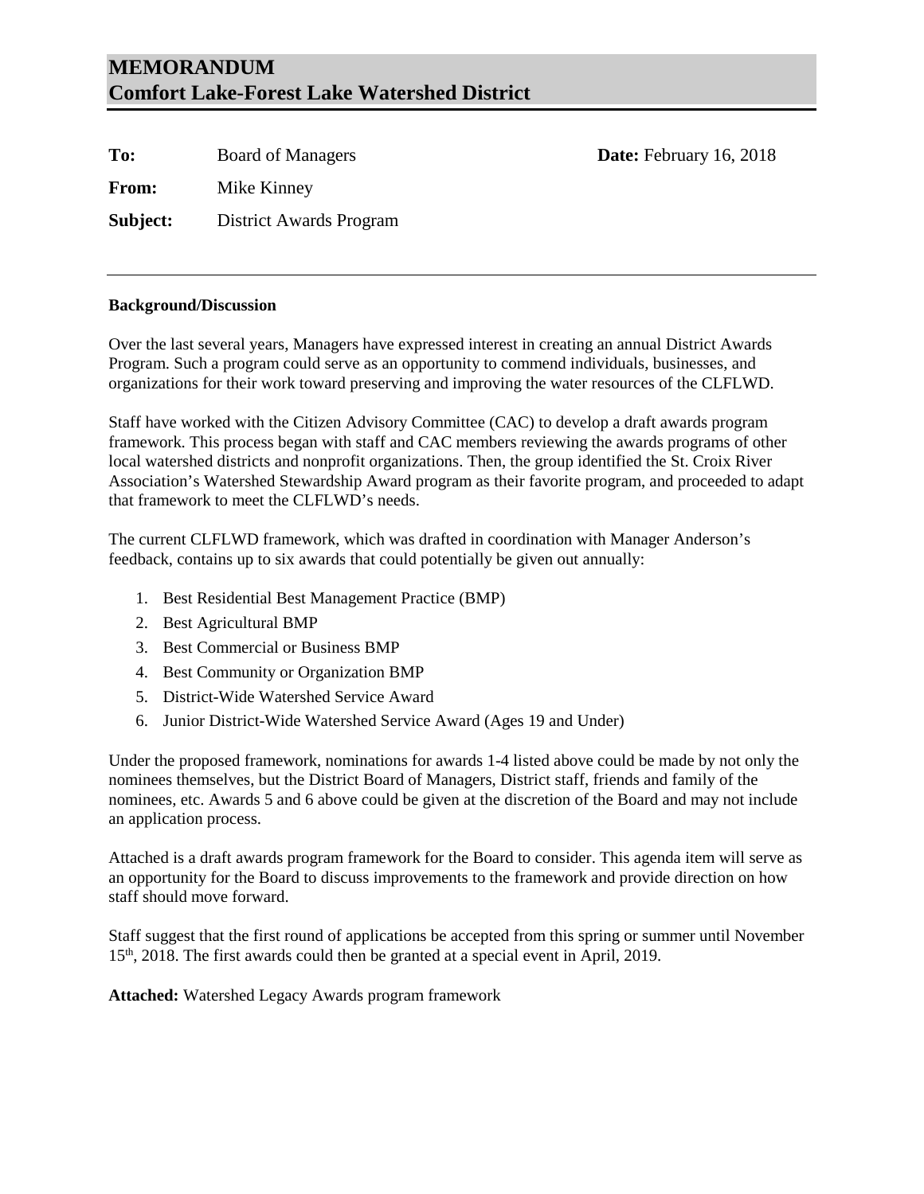# MEMORANDUM
# Comfort Lake-Forest Lake Watershed District

**To:** Board of Managers **Date:** February 16, 2018

**From:** Mike Kinney

**Subject:** District Awards Program

---

**Background/Discussion**

Over the last several years, Managers have expressed interest in creating an annual District Awards Program. Such a program could serve as an opportunity to commend individuals, businesses, and organizations for their work toward preserving and improving the water resources of the CLFLWD.

Staff have worked with the Citizen Advisory Committee (CAC) to develop a draft awards program framework. This process began with staff and CAC members reviewing the awards programs of other local watershed districts and nonprofit organizations. Then, the group identified the St. Croix River Association's Watershed Stewardship Award program as their favorite program, and proceeded to adapt that framework to meet the CLFLWD's needs.

The current CLFLWD framework, which was drafted in coordination with Manager Anderson's feedback, contains up to six awards that could potentially be given out annually:

1. Best Residential Best Management Practice (BMP)
2. Best Agricultural BMP
3. Best Commercial or Business BMP
4. Best Community or Organization BMP
5. District-Wide Watershed Service Award
6. Junior District-Wide Watershed Service Award (Ages 19 and Under)

Under the proposed framework, nominations for awards 1-4 listed above could be made by not only the nominees themselves, but the District Board of Managers, District staff, friends and family of the nominees, etc. Awards 5 and 6 above could be given at the discretion of the Board and may not include an application process.

Attached is a draft awards program framework for the Board to consider. This agenda item will serve as an opportunity for the Board to discuss improvements to the framework and provide direction on how staff should move forward.

Staff suggest that the first round of applications be accepted from this spring or summer until November 15th, 2018. The first awards could then be granted at a special event in April, 2019.

**Attached:** Watershed Legacy Awards program framework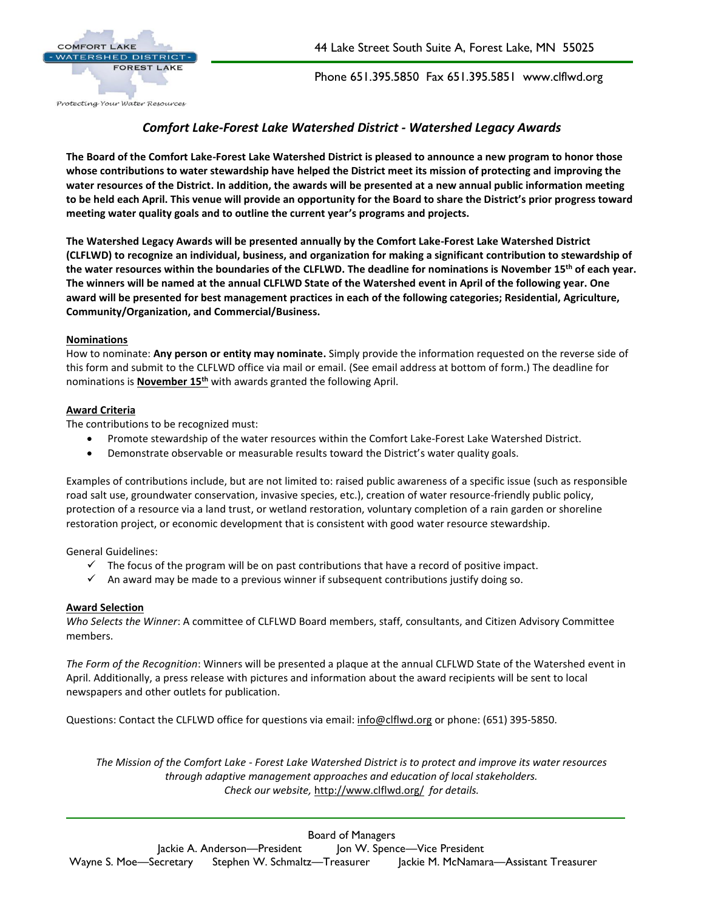COMFORT LAKE - WATERSHED DISTRICT - FOREST LAKE

*Protecting Your Water Resources*

44 Lake Street South Suite A, Forest Lake, MN 55025

Phone 651.395.5850 Fax 651.395.5851 www.clflwd.org

## *Comfort Lake-Forest Lake Watershed District - Watershed Legacy Awards*

**The Board of the Comfort Lake-Forest Lake Watershed District is pleased to announce a new program to honor those whose contributions to water stewardship have helped the District meet its mission of protecting and improving the water resources of the District. In addition, the awards will be presented at a new annual public information meeting to be held each April. This venue will provide an opportunity for the Board to share the District's prior progress toward meeting water quality goals and to outline the current year's programs and projects.**

**The Watershed Legacy Awards will be presented annually by the Comfort Lake-Forest Lake Watershed District (CLFLWD) to recognize an individual, business, and organization for making a significant contribution to stewardship of the water resources within the boundaries of the CLFLWD. The deadline for nominations is November 15th of each year. The winners will be named at the annual CLFLWD State of the Watershed event in April of the following year. One award will be presented for best management practices in each of the following categories; Residential, Agriculture, Community/Organization, and Commercial/Business.**

**Nominations**

How to nominate: **Any person or entity may nominate.** Simply provide the information requested on the reverse side of this form and submit to the CLFLWD office via mail or email. (See email address at bottom of form.) The deadline for nominations is **November 15th** with awards granted the following April.

**Award Criteria**

The contributions to be recognized must:

- Promote stewardship of the water resources within the Comfort Lake-Forest Lake Watershed District.
- Demonstrate observable or measurable results toward the District's water quality goals.

Examples of contributions include, but are not limited to: raised public awareness of a specific issue (such as responsible road salt use, groundwater conservation, invasive species, etc.), creation of water resource-friendly public policy, protection of a resource via a land trust, or wetland restoration, voluntary completion of a rain garden or shoreline restoration project, or economic development that is consistent with good water resource stewardship.

General Guidelines:

- ✓ The focus of the program will be on past contributions that have a record of positive impact.
- ✓ An award may be made to a previous winner if subsequent contributions justify doing so.

**Award Selection**

*Who Selects the Winner*: A committee of CLFLWD Board members, staff, consultants, and Citizen Advisory Committee members.

*The Form of the Recognition*: Winners will be presented a plaque at the annual CLFLWD State of the Watershed event in April. Additionally, a press release with pictures and information about the award recipients will be sent to local newspapers and other outlets for publication.

Questions: Contact the CLFLWD office for questions via email: info@clflwd.org or phone: (651) 395-5850.

*The Mission of the Comfort Lake - Forest Lake Watershed District is to protect and improve its water resources through adaptive management approaches and education of local stakeholders.*
*Check our website,* http://www.clflwd.org/ *for details.*

Board of Managers

Jackie A. Anderson—President Jon W. Spence—Vice President

Wayne S. Moe—Secretary Stephen W. Schmaltz—Treasurer Jackie M. McNamara—Assistant Treasurer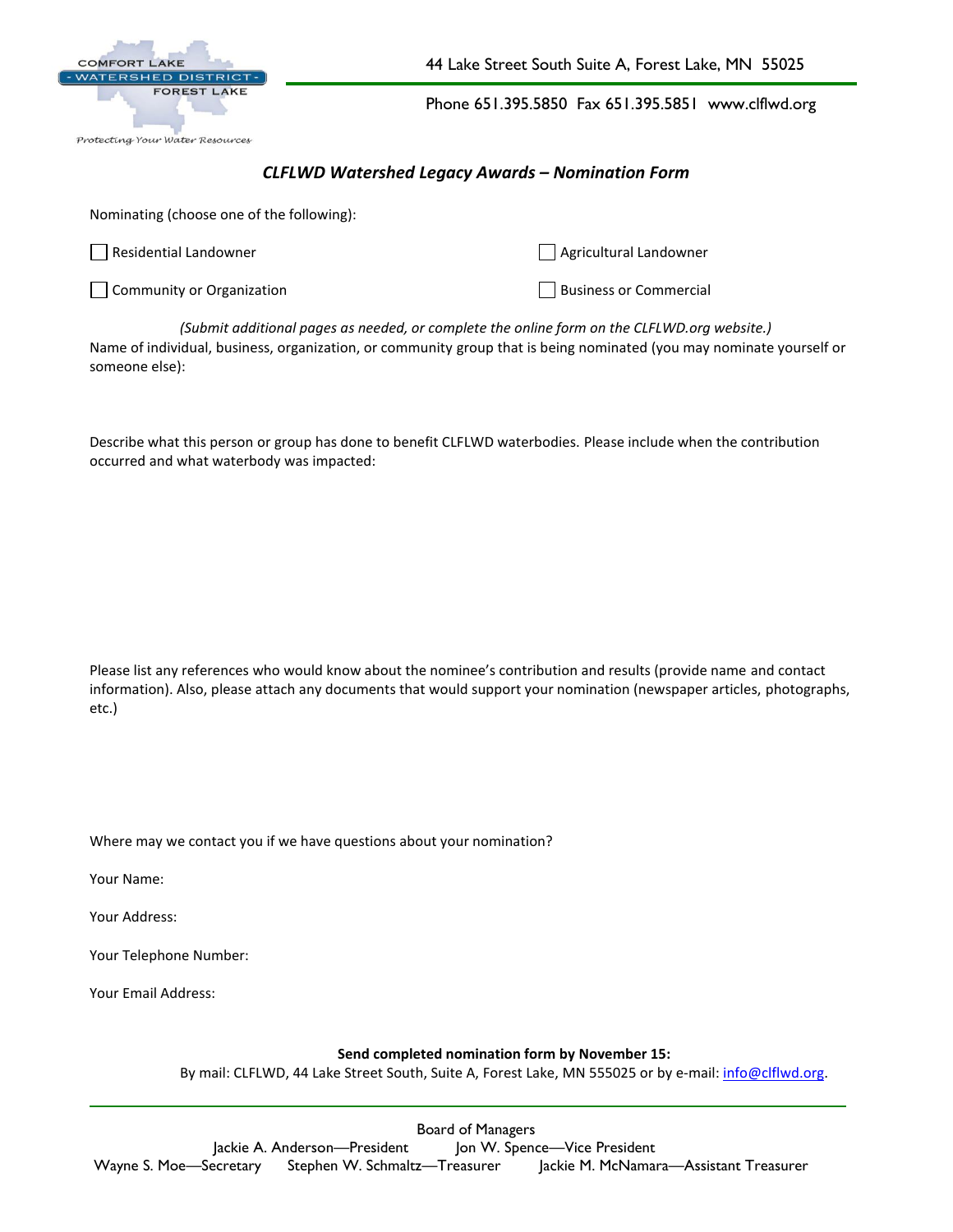COMFORT LAKE - WATERSHED DISTRICT - FOREST LAKE

*Protecting Your Water Resources*

44 Lake Street South Suite A, Forest Lake, MN 55025

Phone 651.395.5850 Fax 651.395.5851 www.clflwd.org

## *CLFLWD Watershed Legacy Awards – Nomination Form*

Nominating (choose one of the following):

- ☐ Residential Landowner
- ☐ Agricultural Landowner
- ☐ Community or Organization
- ☐ Business or Commercial

*(Submit additional pages as needed, or complete the online form on the CLFLWD.org website.)*

Name of individual, business, organization, or community group that is being nominated (you may nominate yourself or someone else):

Describe what this person or group has done to benefit CLFLWD waterbodies. Please include when the contribution occurred and what waterbody was impacted:

Please list any references who would know about the nominee's contribution and results (provide name and contact information). Also, please attach any documents that would support your nomination (newspaper articles, photographs, etc.)

Where may we contact you if we have questions about your nomination?

Your Name:

Your Address:

Your Telephone Number:

Your Email Address:

**Send completed nomination form by November 15:**

By mail: CLFLWD, 44 Lake Street South, Suite A, Forest Lake, MN 555025 or by e-mail: info@clflwd.org.

Board of Managers

Jackie A. Anderson—President Jon W. Spence—Vice President

Wayne S. Moe—Secretary Stephen W. Schmaltz—Treasurer Jackie M. McNamara—Assistant Treasurer